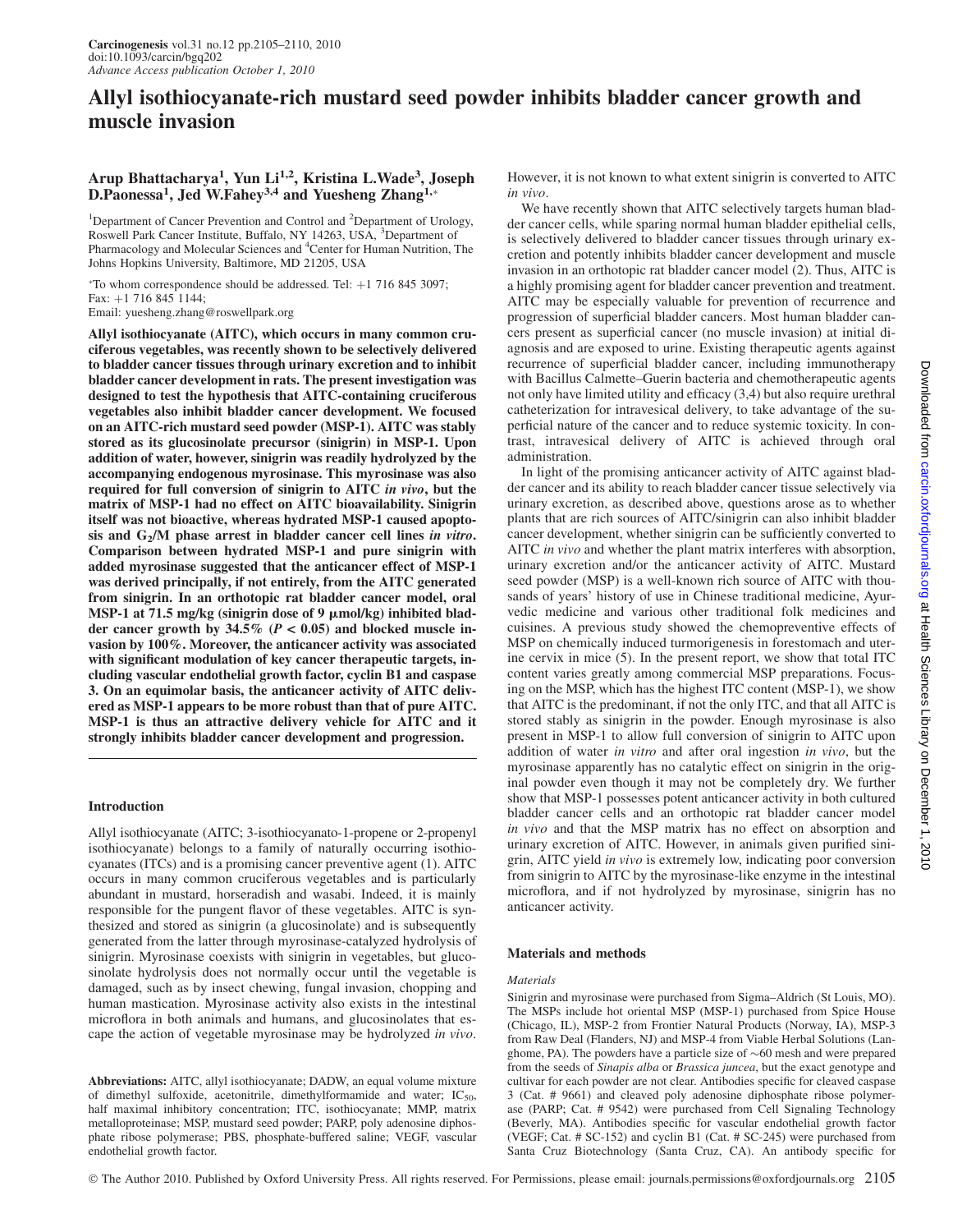# Allyl isothiocyanate-rich mustard seed powder inhibits bladder cancer growth and muscle invasion

**Arup Bhattacharya[1], Yun Li[1,2], Kristina L.Wade[3], Joseph D.Paonessa[1], Jed W.Fahey[3,4] and Yuesheng Zhang[1,*]**

[1]Department of Cancer Prevention and Control and [2]Department of Urology, Roswell Park Cancer Institute, Buffalo, NY 14263, USA, [3]Department of Pharmacology and Molecular Sciences and [4]Center for Human Nutrition, The Johns Hopkins University, Baltimore, MD 21205, USA

*To whom correspondence should be addressed. Tel: +1 716 845 3097; Fax: +1 716 845 1144; Email: yuesheng.zhang@roswellpark.org

**Allyl isothiocyanate (AITC), which occurs in many common cruciferous vegetables, was recently shown to be selectively delivered to bladder cancer tissues through urinary excretion and to inhibit bladder cancer development in rats. The present investigation was designed to test the hypothesis that AITC-containing cruciferous vegetables also inhibit bladder cancer development. We focused on an AITC-rich mustard seed powder (MSP-1). AITC was stably stored as its glucosinolate precursor (sinigrin) in MSP-1. Upon addition of water, however, sinigrin was readily hydrolyzed by the accompanying endogenous myrosinase. This myrosinase was also required for full conversion of sinigrin to AITC *in vivo*, but the matrix of MSP-1 had no effect on AITC bioavailability. Sinigrin itself was not bioactive, whereas hydrated MSP-1 caused apoptosis and $G_2$/M phase arrest in bladder cancer cell lines *in vitro*. Comparison between hydrated MSP-1 and pure sinigrin with added myrosinase suggested that the anticancer effect of MSP-1 was derived principally, if not entirely, from the AITC generated from sinigrin. In an orthotopic rat bladder cancer model, oral MSP-1 at 71.5 mg/kg (sinigrin dose of 9 μmol/kg) inhibited bladder cancer growth by 34.5% ($P < 0.05$) and blocked muscle invasion by 100%. Moreover, the anticancer activity was associated with significant modulation of key cancer therapeutic targets, including vascular endothelial growth factor, cyclin B1 and caspase 3. On an equimolar basis, the anticancer activity of AITC delivered as MSP-1 appears to be more robust than that of pure AITC. MSP-1 is thus an attractive delivery vehicle for AITC and it strongly inhibits bladder cancer development and progression.**

## Introduction

Allyl isothiocyanate (AITC; 3-isothiocyanato-1-propene or 2-propenyl isothiocyanate) belongs to a family of naturally occurring isothiocyanates (ITCs) and is a promising cancer preventive agent (1). AITC occurs in many common cruciferous vegetables and is particularly abundant in mustard, horseradish and wasabi. Indeed, it is mainly responsible for the pungent flavor of these vegetables. AITC is synthesized and stored as sinigrin (a glucosinolate) and is subsequently generated from the latter through myrosinase-catalyzed hydrolysis of sinigrin. Myrosinase coexists with sinigrin in vegetables, but glucosinolate hydrolysis does not normally occur until the vegetable is damaged, such as by insect chewing, fungal invasion, chopping and human mastication. Myrosinase activity also exists in the intestinal microflora in both animals and humans, and glucosinolates that escape the action of vegetable myrosinase may be hydrolyzed *in vivo*. However, it is not known to what extent sinigrin is converted to AITC *in vivo*.

We have recently shown that AITC selectively targets human bladder cancer cells, while sparing normal human bladder epithelial cells, is selectively delivered to bladder cancer tissues through urinary excretion and potently inhibits bladder cancer development and muscle invasion in an orthotopic rat bladder cancer model (2). Thus, AITC is a highly promising agent for bladder cancer prevention and treatment. AITC may be especially valuable for prevention of recurrence and progression of superficial bladder cancers. Most human bladder cancers present as superficial cancer (no muscle invasion) at initial diagnosis and are exposed to urine. Existing therapeutic agents against recurrence of superficial bladder cancer, including immunotherapy with Bacillus Calmette–Guerin bacteria and chemotherapeutic agents not only have limited utility and efficacy (3,4) but also require urethral catheterization for intravesical delivery, to take advantage of the superficial nature of the cancer and to reduce systemic toxicity. In contrast, intravesical delivery of AITC is achieved through oral administration.

In light of the promising anticancer activity of AITC against bladder cancer and its ability to reach bladder cancer tissue selectively via urinary excretion, as described above, questions arose as to whether plants that are rich sources of AITC/sinigrin can also inhibit bladder cancer development, whether sinigrin can be sufficiently converted to AITC *in vivo* and whether the plant matrix interferes with absorption, urinary excretion and/or the anticancer activity of AITC. Mustard seed powder (MSP) is a well-known rich source of AITC with thousands of years' history of use in Chinese traditional medicine, Ayurvedic medicine and various other traditional folk medicines and cuisines. A previous study showed the chemopreventive effects of MSP on chemically induced turmorigenesis in forestomach and uterine cervix in mice (5). In the present report, we show that total ITC content varies greatly among commercial MSP preparations. Focusing on the MSP, which has the highest ITC content (MSP-1), we show that AITC is the predominant, if not the only ITC, and that all AITC is stored stably as sinigrin in the powder. Enough myrosinase is also present in MSP-1 to allow full conversion of sinigrin to AITC upon addition of water *in vitro* and after oral ingestion *in vivo*, but the myrosinase apparently has no catalytic effect on sinigrin in the original powder even though it may not be completely dry. We further show that MSP-1 possesses potent anticancer activity in both cultured bladder cancer cells and an orthotopic rat bladder cancer model *in vivo* and that the MSP matrix has no effect on absorption and urinary excretion of AITC. However, in animals given purified sinigrin, AITC yield *in vivo* is extremely low, indicating poor conversion from sinigrin to AITC by the myrosinase-like enzyme in the intestinal microflora, and if not hydrolyzed by myrosinase, sinigrin has no anticancer activity.

## Materials and methods

### Materials

Sinigrin and myrosinase were purchased from Sigma–Aldrich (St Louis, MO). The MSPs include hot oriental MSP (MSP-1) purchased from Spice House (Chicago, IL), MSP-2 from Frontier Natural Products (Norway, IA), MSP-3 from Raw Deal (Flanders, NJ) and MSP-4 from Viable Herbal Solutions (Langhome, PA). The powders have a particle size of ~60 mesh and were prepared from the seeds of *Sinapis alba* or *Brassica juncea*, but the exact genotype and cultivar for each powder are not clear. Antibodies specific for cleaved caspase 3 (Cat. # 9661) and cleaved poly adenosine diphosphate ribose polymerase (PARP; Cat. # 9542) were purchased from Cell Signaling Technology (Beverly, MA). Antibodies specific for vascular endothelial growth factor (VEGF; Cat. # SC-152) and cyclin B1 (Cat. # SC-245) were purchased from Santa Cruz Biotechnology (Santa Cruz, CA). An antibody specific for

---

**Abbreviations:** AITC, allyl isothiocyanate; DADW, an equal volume mixture of dimethyl sulfoxide, acetonitrile, dimethylformamide and water; $IC_{50}$, half maximal inhibitory concentration; ITC, isothiocyanate; MMP, matrix metalloproteinase; MSP, mustard seed powder; PARP, poly adenosine diphosphate ribose polymerase; PBS, phosphate-buffered saline; VEGF, vascular endothelial growth factor.

© The Author 2010. Published by Oxford University Press. All rights reserved. For Permissions, please email: journals.permissions@oxfordjournals.org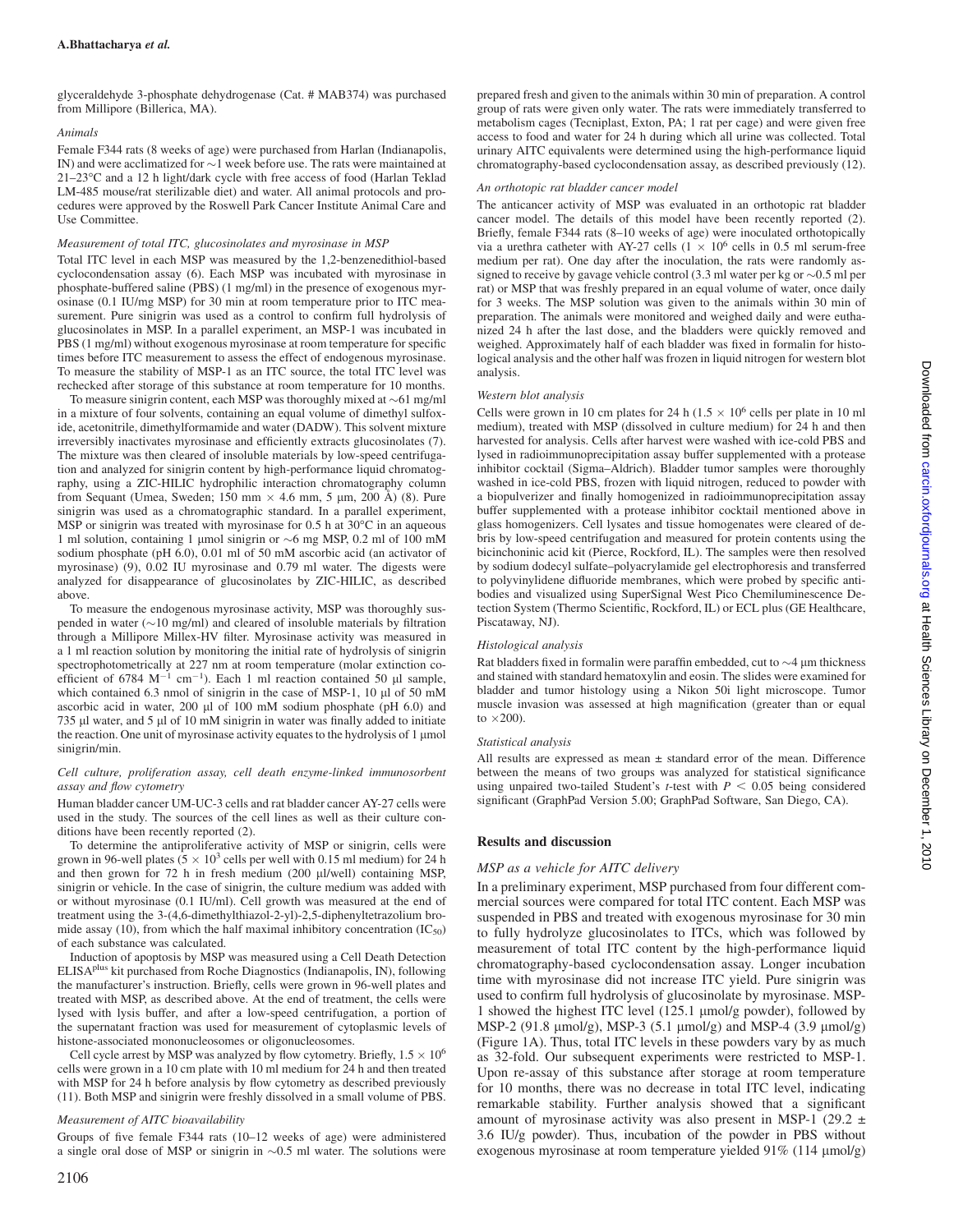glyceraldehyde 3-phosphate dehydrogenase (Cat. # MAB374) was purchased from Millipore (Billerica, MA).

### *Animals*

Female F344 rats (8 weeks of age) were purchased from Harlan (Indianapolis, IN) and were acclimatized for ~1 week before use. The rats were maintained at 21–23°C and a 12 h light/dark cycle with free access of food (Harlan Teklad LM-485 mouse/rat sterilizable diet) and water. All animal protocols and procedures were approved by the Roswell Park Cancer Institute Animal Care and Use Committee.

### *Measurement of total ITC, glucosinolates and myrosinase in MSP*

Total ITC level in each MSP was measured by the 1,2-benzenedithiol-based cyclocondensation assay (6). Each MSP was incubated with myrosinase in phosphate-buffered saline (PBS) (1 mg/ml) in the presence of exogenous myrosinase (0.1 IU/mg MSP) for 30 min at room temperature prior to ITC measurement. Pure sinigrin was used as a control to confirm full hydrolysis of glucosinolates in MSP. In a parallel experiment, an MSP-1 was incubated in PBS (1 mg/ml) without exogenous myrosinase at room temperature for specific times before ITC measurement to assess the effect of endogenous myrosinase. To measure the stability of MSP-1 as an ITC source, the total ITC level was rechecked after storage of this substance at room temperature for 10 months.

To measure sinigrin content, each MSP was thoroughly mixed at ~61 mg/ml in a mixture of four solvents, containing an equal volume of dimethyl sulfoxide, acetonitrile, dimethylformamide and water (DADW). This solvent mixture irreversibly inactivates myrosinase and efficiently extracts glucosinolates (7). The mixture was then cleared of insoluble materials by low-speed centrifugation and analyzed for sinigrin content by high-performance liquid chromatography, using a ZIC-HILIC hydrophilic interaction chromatography column from Sequant (Umea, Sweden; 150 mm × 4.6 mm, 5 μm, 200 Å) (8). Pure sinigrin was used as a chromatographic standard. In a parallel experiment, MSP or sinigrin was treated with myrosinase for 0.5 h at 30°C in an aqueous 1 ml solution, containing 1 μmol sinigrin or ~6 mg MSP, 0.2 ml of 100 mM sodium phosphate (pH 6.0), 0.01 ml of 50 mM ascorbic acid (an activator of myrosinase) (9), 0.02 IU myrosinase and 0.79 ml water. The digests were analyzed for disappearance of glucosinolates by ZIC-HILIC, as described above.

To measure the endogenous myrosinase activity, MSP was thoroughly suspended in water (~10 mg/ml) and cleared of insoluble materials by filtration through a Millipore Millex-HV filter. Myrosinase activity was measured in a 1 ml reaction solution by monitoring the initial rate of hydrolysis of sinigrin spectrophotometrically at 227 nm at room temperature (molar extinction coefficient of 6784 $M^{-1}$ $cm^{-1}$). Each 1 ml reaction contained 50 μl sample, which contained 6.3 nmol of sinigrin in the case of MSP-1, 10 μl of 50 mM ascorbic acid in water, 200 μl of 100 mM sodium phosphate (pH 6.0) and 735 μl water, and 5 μl of 10 mM sinigrin in water was finally added to initiate the reaction. One unit of myrosinase activity equates to the hydrolysis of 1 μmol sinigrin/min.

### *Cell culture, proliferation assay, cell death enzyme-linked immunosorbent assay and flow cytometry*

Human bladder cancer UM-UC-3 cells and rat bladder cancer AY-27 cells were used in the study. The sources of the cell lines as well as their culture conditions have been recently reported (2).

To determine the antiproliferative activity of MSP or sinigrin, cells were grown in 96-well plates ($5 \times 10^3$ cells per well with 0.15 ml medium) for 24 h and then grown for 72 h in fresh medium (200 μl/well) containing MSP, sinigrin or vehicle. In the case of sinigrin, the culture medium was added with or without myrosinase (0.1 IU/ml). Cell growth was measured at the end of treatment using the 3-(4,6-dimethylthiazol-2-yl)-2,5-diphenyltetrazolium bromide assay (10), from which the half maximal inhibitory concentration ($IC_{50}$) of each substance was calculated.

Induction of apoptosis by MSP was measured using a Cell Death Detection ELISA[plus] kit purchased from Roche Diagnostics (Indianapolis, IN), following the manufacturer's instruction. Briefly, cells were grown in 96-well plates and treated with MSP, as described above. At the end of treatment, the cells were lysed with lysis buffer, and after a low-speed centrifugation, a portion of the supernatant fraction was used for measurement of cytoplasmic levels of histone-associated mononucleosomes or oligonucleosomes.

Cell cycle arrest by MSP was analyzed by flow cytometry. Briefly, $1.5 \times 10^6$ cells were grown in a 10 cm plate with 10 ml medium for 24 h and then treated with MSP for 24 h before analysis by flow cytometry as described previously (11). Both MSP and sinigrin were freshly dissolved in a small volume of PBS.

### *Measurement of AITC bioavailability*

Groups of five female F344 rats (10–12 weeks of age) were administered a single oral dose of MSP or sinigrin in ~0.5 ml water. The solutions were prepared fresh and given to the animals within 30 min of preparation. A control group of rats were given only water. The rats were immediately transferred to metabolism cages (Tecniplast, Exton, PA; 1 rat per cage) and were given free access to food and water for 24 h during which all urine was collected. Total urinary AITC equivalents were determined using the high-performance liquid chromatography-based cyclocondensation assay, as described previously (12).

### *An orthotopic rat bladder cancer model*

The anticancer activity of MSP was evaluated in an orthotopic rat bladder cancer model. The details of this model have been recently reported (2). Briefly, female F344 rats (8–10 weeks of age) were inoculated orthotopically via a urethra catheter with AY-27 cells ($1 \times 10^6$ cells in 0.5 ml serum-free medium per rat). One day after the inoculation, the rats were randomly assigned to receive by gavage vehicle control (3.3 ml water per kg or ~0.5 ml per rat) or MSP that was freshly prepared in an equal volume of water, once daily for 3 weeks. The MSP solution was given to the animals within 30 min of preparation. The animals were monitored and weighed daily and were euthanized 24 h after the last dose, and the bladders were quickly removed and weighed. Approximately half of each bladder was fixed in formalin for histological analysis and the other half was frozen in liquid nitrogen for western blot analysis.

### *Western blot analysis*

Cells were grown in 10 cm plates for 24 h ($1.5 \times 10^6$ cells per plate in 10 ml medium), treated with MSP (dissolved in culture medium) for 24 h and then harvested for analysis. Cells after harvest were washed with ice-cold PBS and lysed in radioimmunoprecipitation assay buffer supplemented with a protease inhibitor cocktail (Sigma–Aldrich). Bladder tumor samples were thoroughly washed in ice-cold PBS, frozen with liquid nitrogen, reduced to powder with a biopulverizer and finally homogenized in radioimmunoprecipitation assay buffer supplemented with a protease inhibitor cocktail mentioned above in glass homogenizers. Cell lysates and tissue homogenates were cleared of debris by low-speed centrifugation and measured for protein contents using the bicinchoninic acid kit (Pierce, Rockford, IL). The samples were then resolved by sodium dodecyl sulfate–polyacrylamide gel electrophoresis and transferred to polyvinylidene difluoride membranes, which were probed by specific antibodies and visualized using SuperSignal West Pico Chemiluminescence Detection System (Thermo Scientific, Rockford, IL) or ECL plus (GE Healthcare, Piscataway, NJ).

### *Histological analysis*

Rat bladders fixed in formalin were paraffin embedded, cut to ~4 μm thickness and stained with standard hematoxylin and eosin. The slides were examined for bladder and tumor histology using a Nikon 50i light microscope. Tumor muscle invasion was assessed at high magnification (greater than or equal to ×200).

### *Statistical analysis*

All results are expressed as mean ± standard error of the mean. Difference between the means of two groups was analyzed for statistical significance using unpaired two-tailed Student's *t*-test with $P < 0.05$ being considered significant (GraphPad Version 5.00; GraphPad Software, San Diego, CA).

## Results and discussion

### *MSP as a vehicle for AITC delivery*

In a preliminary experiment, MSP purchased from four different commercial sources were compared for total ITC content. Each MSP was suspended in PBS and treated with exogenous myrosinase for 30 min to fully hydrolyze glucosinolates to ITCs, which was followed by measurement of total ITC content by the high-performance liquid chromatography-based cyclocondensation assay. Longer incubation time with myrosinase did not increase ITC yield. Pure sinigrin was used to confirm full hydrolysis of glucosinolate by myrosinase. MSP-1 showed the highest ITC level (125.1 μmol/g powder), followed by MSP-2 (91.8 μmol/g), MSP-3 (5.1 μmol/g) and MSP-4 (3.9 μmol/g) (Figure 1A). Thus, total ITC levels in these powders vary by as much as 32-fold. Our subsequent experiments were restricted to MSP-1. Upon re-assay of this substance after storage at room temperature for 10 months, there was no decrease in total ITC level, indicating remarkable stability. Further analysis showed that a significant amount of myrosinase activity was also present in MSP-1 (29.2 ± 3.6 IU/g powder). Thus, incubation of the powder in PBS without exogenous myrosinase at room temperature yielded 91% (114 μmol/g)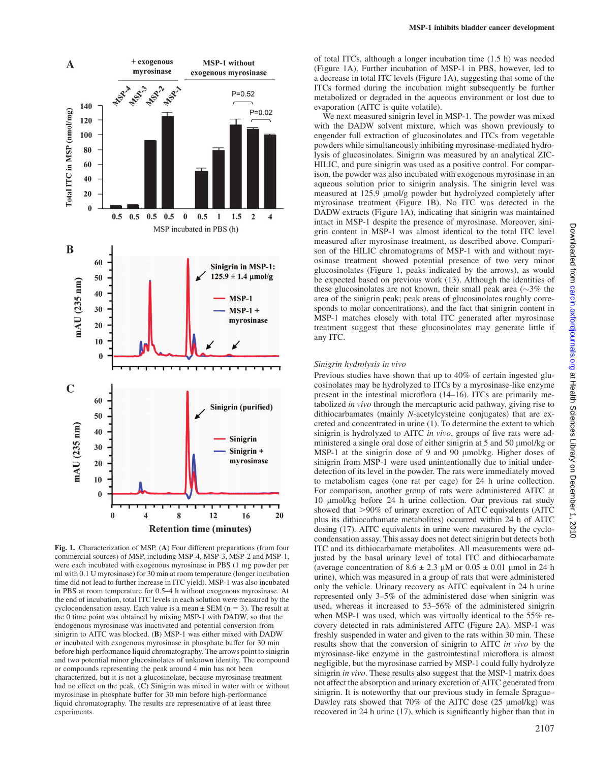Fig. 1. Characterization of MSP. (**A**) Four different preparations (from four commercial sources) of MSP, including MSP-4, MSP-3, MSP-2 and MSP-1, were each incubated with exogenous myrosinase in PBS (1 mg powder per ml with 0.1 U myrosinase) for 30 min at room temperature (longer incubation time did not lead to further increase in ITC yield). MSP-1 was also incubated in PBS at room temperature for 0.5–4 h without exogenous myrosinase. At the end of incubation, total ITC levels in each solution were measured by the cyclocondensation assay. Each value is a mean ± SEM (n = 3). The result at the 0 time point was obtained by mixing MSP-1 with DADW, so that the endogenous myrosinase was inactivated and potential conversion from sinigrin to AITC was blocked. (**B**) MSP-1 was either mixed with DADW or incubated with exogenous myrosinase in phosphate buffer for 30 min before high-performance liquid chromatography. The arrows point to sinigrin and two potential minor glucosinolates of unknown identity. The compound or compounds representing the peak around 4 min has not been characterized, but it is not a glucosinolate, because myrosinase treatment had no effect on the peak. (**C**) Sinigrin was mixed in water with or without myrosinase in phosphate buffer for 30 min before high-performance liquid chromatography. The results are representative of at least three experiments.

of total ITCs, although a longer incubation time (1.5 h) was needed (Figure 1A). Further incubation of MSP-1 in PBS, however, led to a decrease in total ITC levels (Figure 1A), suggesting that some of the ITCs formed during the incubation might subsequently be further metabolized or degraded in the aqueous environment or lost due to evaporation (AITC is quite volatile).

We next measured sinigrin level in MSP-1. The powder was mixed with the DADW solvent mixture, which was shown previously to engender full extraction of glucosinolates and ITCs from vegetable powders while simultaneously inhibiting myrosinase-mediated hydrolysis of glucosinolates. Sinigrin was measured by an analytical ZIC-HILIC, and pure sinigrin was used as a positive control. For comparison, the powder was also incubated with exogenous myrosinase in an aqueous solution prior to sinigrin analysis. The sinigrin level was measured at 125.9 μmol/g powder but hydrolyzed completely after myrosinase treatment (Figure 1B). No ITC was detected in the DADW extracts (Figure 1A), indicating that sinigrin was maintained intact in MSP-1 despite the presence of myrosinase. Moreover, sinigrin content in MSP-1 was almost identical to the total ITC level measured after myrosinase treatment, as described above. Comparison of the HILIC chromatograms of MSP-1 with and without myrosinase treatment showed potential presence of two very minor glucosinolates (Figure 1, peaks indicated by the arrows), as would be expected based on previous work (13). Although the identities of these glucosinolates are not known, their small peak area (~3% the area of the sinigrin peak; peak areas of glucosinolates roughly corresponds to molar concentrations), and the fact that sinigrin content in MSP-1 matches closely with total ITC generated after myrosinase treatment suggest that these glucosinolates may generate little if any ITC.

### *Sinigrin hydrolysis in vivo*

Previous studies have shown that up to 40% of certain ingested glucosinolates may be hydrolyzed to ITCs by a myrosinase-like enzyme present in the intestinal microflora (14–16). ITCs are primarily metabolized *in vivo* through the mercapturic acid pathway, giving rise to dithiocarbamates (mainly *N*-acetylcysteine conjugates) that are excreted and concentrated in urine (1). To determine the extent to which sinigrin is hydrolyzed to AITC *in vivo*, groups of five rats were administered a single oral dose of either sinigrin at 5 and 50 μmol/kg or MSP-1 at the sinigrin dose of 9 and 90 μmol/kg. Higher doses of sinigrin from MSP-1 were used unintentionally due to initial under-detection of its level in the powder. The rats were immediately moved to metabolism cages (one rat per cage) for 24 h urine collection. For comparison, another group of rats were administered AITC at 10 μmol/kg before 24 h urine collection. Our previous rat study showed that >90% of urinary excretion of AITC equivalents (AITC plus its dithiocarbamate metabolites) occurred within 24 h of AITC dosing (17). AITC equivalents in urine were measured by the cyclocondensation assay. This assay does not detect sinigrin but detects both ITC and its dithiocarbamate metabolites. All measurements were adjusted by the basal urinary level of total ITC and dithiocarbamate (average concentration of 8.6 ± 2.3 μM or 0.05 ± 0.01 μmol in 24 h urine), which was measured in a group of rats that were administered only the vehicle. Urinary recovery as AITC equivalent in 24 h urine represented only 3–5% of the administered dose when sinigrin was used, whereas it increased to 53–56% of the administered sinigrin when MSP-1 was used, which was virtually identical to the 55% recovery detected in rats administered AITC (Figure 2A). MSP-1 was freshly suspended in water and given to the rats within 30 min. These results show that the conversion of sinigrin to AITC *in vivo* by the myrosinase-like enzyme in the gastrointestinal microflora is almost negligible, but the myrosinase carried by MSP-1 could fully hydrolyze sinigrin *in vivo*. These results also suggest that the MSP-1 matrix does not affect the absorption and urinary excretion of AITC generated from sinigrin. It is noteworthy that our previous study in female Sprague–Dawley rats showed that 70% of the AITC dose (25 μmol/kg) was recovered in 24 h urine (17), which is significantly higher than that in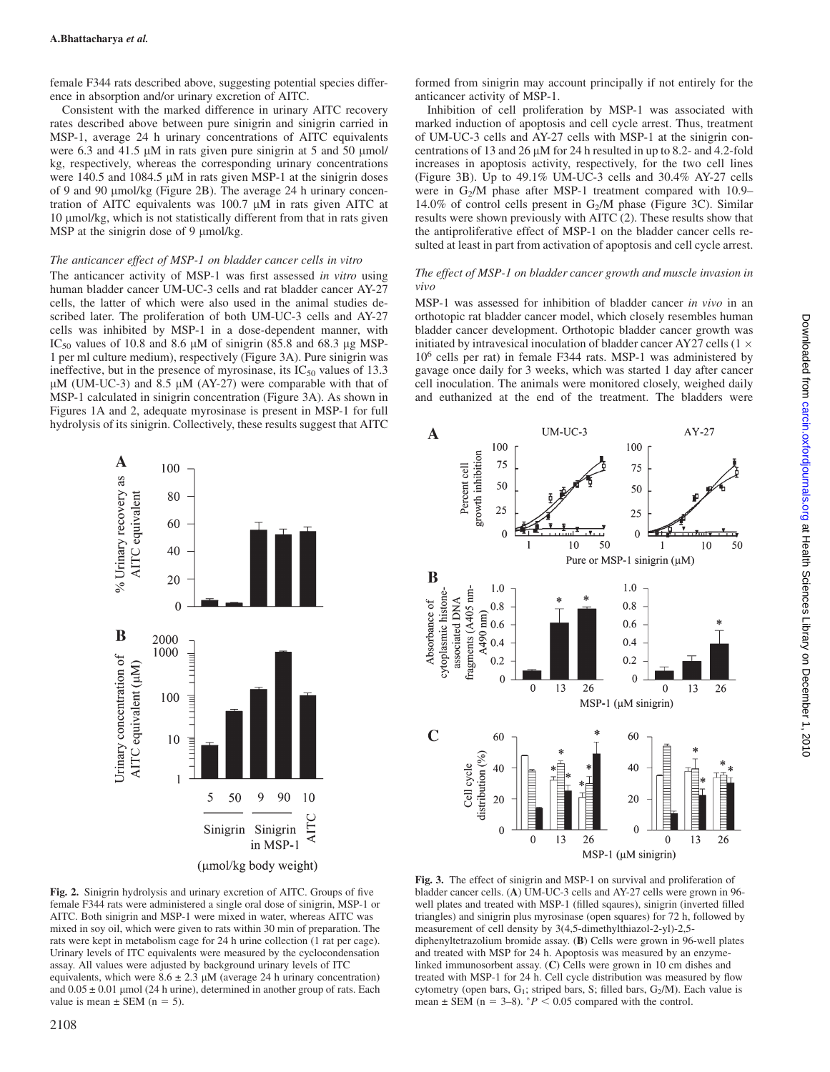female F344 rats described above, suggesting potential species difference in absorption and/or urinary excretion of AITC.

Consistent with the marked difference in urinary AITC recovery rates described above between pure sinigrin and sinigrin carried in MSP-1, average 24 h urinary concentrations of AITC equivalents were 6.3 and 41.5 μM in rats given pure sinigrin at 5 and 50 μmol/kg, respectively, whereas the corresponding urinary concentrations were 140.5 and 1084.5 μM in rats given MSP-1 at the sinigrin doses of 9 and 90 μmol/kg (Figure 2B). The average 24 h urinary concentration of AITC equivalents was 100.7 μM in rats given AITC at 10 μmol/kg, which is not statistically different from that in rats given MSP at the sinigrin dose of 9 μmol/kg.

### *The anticancer effect of MSP-1 on bladder cancer cells in vitro*

The anticancer activity of MSP-1 was first assessed *in vitro* using human bladder cancer UM-UC-3 cells and rat bladder cancer AY-27 cells, the latter of which were also used in the animal studies described later. The proliferation of both UM-UC-3 cells and AY-27 cells was inhibited by MSP-1 in a dose-dependent manner, with $IC_{50}$ values of 10.8 and 8.6 μM of sinigrin (85.8 and 68.3 μg MSP-1 per ml culture medium), respectively (Figure 3A). Pure sinigrin was ineffective, but in the presence of myrosinase, its $IC_{50}$ values of 13.3 μM (UM-UC-3) and 8.5 μM (AY-27) were comparable with that of MSP-1 calculated in sinigrin concentration (Figure 3A). As shown in Figures 1A and 2, adequate myrosinase is present in MSP-1 for full hydrolysis of its sinigrin. Collectively, these results suggest that AITC formed from sinigrin may account principally if not entirely for the anticancer activity of MSP-1.

Inhibition of cell proliferation by MSP-1 was associated with marked induction of apoptosis and cell cycle arrest. Thus, treatment of UM-UC-3 cells and AY-27 cells with MSP-1 at the sinigrin concentrations of 13 and 26 μM for 24 h resulted in up to 8.2- and 4.2-fold increases in apoptosis activity, respectively, for the two cell lines (Figure 3B). Up to 49.1% UM-UC-3 cells and 30.4% AY-27 cells were in $G_2$/M phase after MSP-1 treatment compared with 10.9–14.0% of control cells present in $G_2$/M phase (Figure 3C). Similar results were shown previously with AITC (2). These results show that the antiproliferative effect of MSP-1 on the bladder cancer cells resulted at least in part from activation of apoptosis and cell cycle arrest.

### *The effect of MSP-1 on bladder cancer growth and muscle invasion in vivo*

MSP-1 was assessed for inhibition of bladder cancer *in vivo* in an orthotopic rat bladder cancer model, which closely resembles human bladder cancer development. Orthotopic bladder cancer growth was initiated by intravesical inoculation of bladder cancer AY27 cells ($1 \times 10^6$ cells per rat) in female F344 rats. MSP-1 was administered by gavage once daily for 3 weeks, which was started 1 day after cancer cell inoculation. The animals were monitored closely, weighed daily and euthanized at the end of the treatment. The bladders were

**Fig. 2.** Sinigrin hydrolysis and urinary excretion of AITC. Groups of five female F344 rats were administered a single oral dose of sinigrin, MSP-1 or AITC. Both sinigrin and MSP-1 were mixed in water, whereas AITC was mixed in soy oil, which were given to rats within 30 min of preparation. The rats were kept in metabolism cage for 24 h urine collection (1 rat per cage). Urinary levels of ITC equivalents were measured by the cyclocondensation assay. All values were adjusted by background urinary levels of ITC equivalents, which were 8.6 ± 2.3 μM (average 24 h urinary concentration) and 0.05 ± 0.01 μmol (24 h urine), determined in another group of rats. Each value is mean ± SEM (n = 5).

**Fig. 3.** The effect of sinigrin and MSP-1 on survival and proliferation of bladder cancer cells. (**A**) UM-UC-3 cells and AY-27 cells were grown in 96-well plates and treated with MSP-1 (filled sqaures), sinigrin (inverted filled triangles) and sinigrin plus myrosinase (open squares) for 72 h, followed by measurement of cell density by 3(4,5-dimethylthiazol-2-yl)-2,5-diphenyltetrazolium bromide assay. (**B**) Cells were grown in 96-well plates and treated with MSP for 24 h. Apoptosis was measured by an enzyme-linked immunosorbent assay. (**C**) Cells were grown in 10 cm dishes and treated with MSP-1 for 24 h. Cell cycle distribution was measured by flow cytometry (open bars, $G_1$; striped bars, S; filled bars, $G_2$/M). Each value is mean ± SEM (n = 3–8). \*$P < 0.05$ compared with the control.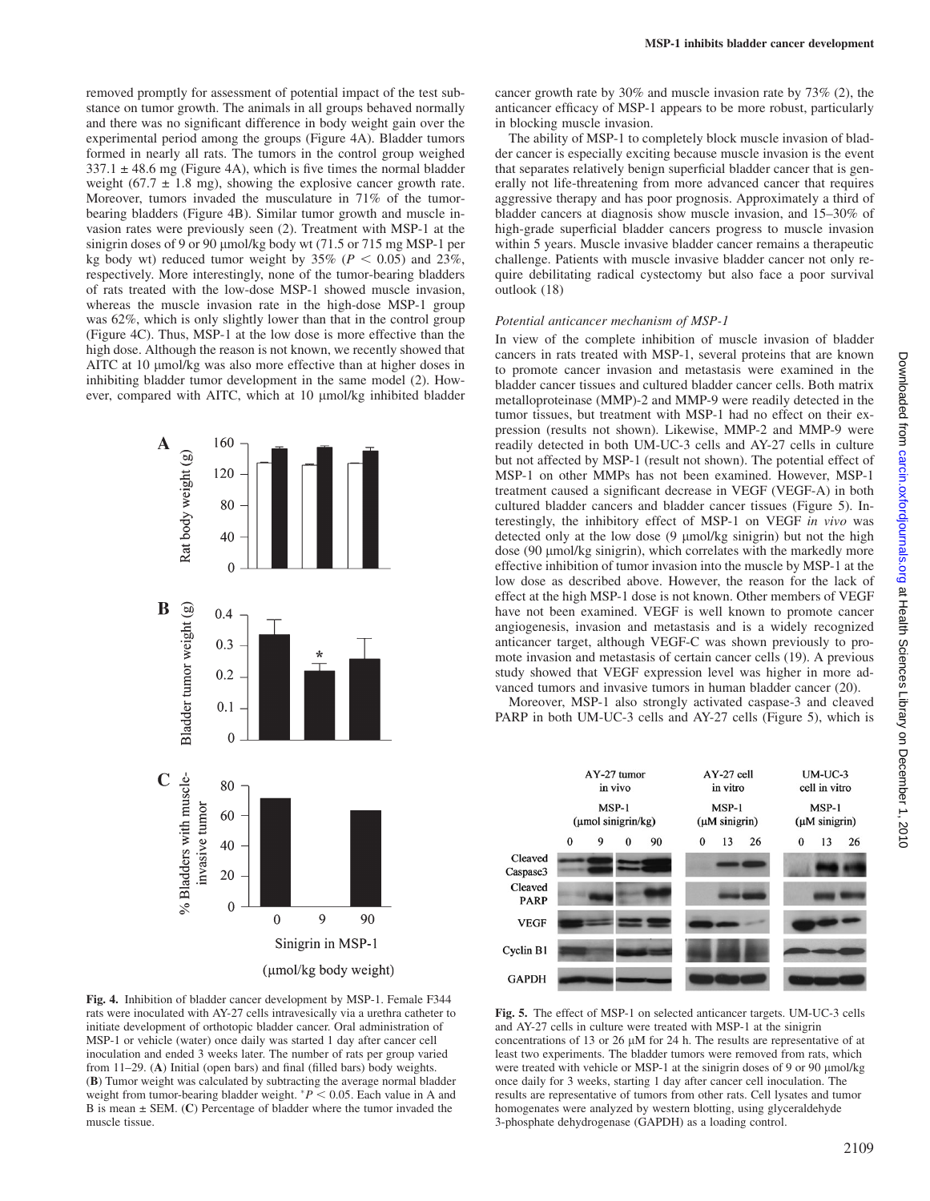removed promptly for assessment of potential impact of the test substance on tumor growth. The animals in all groups behaved normally and there was no significant difference in body weight gain over the experimental period among the groups (Figure 4A). Bladder tumors formed in nearly all rats. The tumors in the control group weighed 337.1 ± 48.6 mg (Figure 4A), which is five times the normal bladder weight (67.7 ± 1.8 mg), showing the explosive cancer growth rate. Moreover, tumors invaded the musculature in 71% of the tumor-bearing bladders (Figure 4B). Similar tumor growth and muscle invasion rates were previously seen (2). Treatment with MSP-1 at the sinigrin doses of 9 or 90 μmol/kg body wt (71.5 or 715 mg MSP-1 per kg body wt) reduced tumor weight by 35% ($P < 0.05$) and 23%, respectively. More interestingly, none of the tumor-bearing bladders of rats treated with the low-dose MSP-1 showed muscle invasion, whereas the muscle invasion rate in the high-dose MSP-1 group was 62%, which is only slightly lower than that in the control group (Figure 4C). Thus, MSP-1 at the low dose is more effective than the high dose. Although the reason is not known, we recently showed that AITC at 10 μmol/kg was also more effective than at higher doses in inhibiting bladder tumor development in the same model (2). However, compared with AITC, which at 10 μmol/kg inhibited bladder cancer growth rate by 30% and muscle invasion rate by 73% (2), the anticancer efficacy of MSP-1 appears to be more robust, particularly in blocking muscle invasion.

The ability of MSP-1 to completely block muscle invasion of bladder cancer is especially exciting because muscle invasion is the event that separates relatively benign superficial bladder cancer that is generally not life-threatening from more advanced cancer that requires aggressive therapy and has poor prognosis. Approximately a third of bladder cancers at diagnosis show muscle invasion, and 15–30% of high-grade superficial bladder cancers progress to muscle invasion within 5 years. Muscle invasive bladder cancer remains a therapeutic challenge. Patients with muscle invasive bladder cancer not only require debilitating radical cystectomy but also face a poor survival outlook (18)

Fig. 4. Inhibition of bladder cancer development by MSP-1. Female F344 rats were inoculated with AY-27 cells intravesically via a urethra catheter to initiate development of orthotopic bladder cancer. Oral administration of MSP-1 or vehicle (water) once daily was started 1 day after cancer cell inoculation and ended 3 weeks later. The number of rats per group varied from 11–29. (**A**) Initial (open bars) and final (filled bars) body weights. (**B**) Tumor weight was calculated by subtracting the average normal bladder weight from tumor-bearing bladder weight. $^{*}P < 0.05$. Each value in A and B is mean ± SEM. (**C**) Percentage of bladder where the tumor invaded the muscle tissue.

*Potential anticancer mechanism of MSP-1*

In view of the complete inhibition of muscle invasion of bladder cancers in rats treated with MSP-1, several proteins that are known to promote cancer invasion and metastasis were examined in the bladder cancer tissues and cultured bladder cancer cells. Both matrix metalloproteinase (MMP)-2 and MMP-9 were readily detected in the tumor tissues, but treatment with MSP-1 had no effect on their expression (results not shown). Likewise, MMP-2 and MMP-9 were readily detected in both UM-UC-3 cells and AY-27 cells in culture but not affected by MSP-1 (result not shown). The potential effect of MSP-1 on other MMPs has not been examined. However, MSP-1 treatment caused a significant decrease in VEGF (VEGF-A) in both cultured bladder cancers and bladder cancer tissues (Figure 5). Interestingly, the inhibitory effect of MSP-1 on VEGF *in vivo* was detected only at the low dose (9 μmol/kg sinigrin) but not the high dose (90 μmol/kg sinigrin), which correlates with the markedly more effective inhibition of tumor invasion into the muscle by MSP-1 at the low dose as described above. However, the reason for the lack of effect at the high MSP-1 dose is not known. Other members of VEGF have not been examined. VEGF is well known to promote cancer angiogenesis, invasion and metastasis and is a widely recognized anticancer target, although VEGF-C was shown previously to promote invasion and metastasis of certain cancer cells (19). A previous study showed that VEGF expression level was higher in more advanced tumors and invasive tumors in human bladder cancer (20).

Moreover, MSP-1 also strongly activated caspase-3 and cleaved PARP in both UM-UC-3 cells and AY-27 cells (Figure 5), which is

Fig. 5. The effect of MSP-1 on selected anticancer targets. UM-UC-3 cells and AY-27 cells in culture were treated with MSP-1 at the sinigrin concentrations of 13 or 26 μM for 24 h. The results are representative of at least two experiments. The bladder tumors were removed from rats, which were treated with vehicle or MSP-1 at the sinigrin doses of 9 or 90 μmol/kg once daily for 3 weeks, starting 1 day after cancer cell inoculation. The results are representative of tumors from other rats. Cell lysates and tumor homogenates were analyzed by western blotting, using glyceraldehyde 3-phosphate dehydrogenase (GAPDH) as a loading control.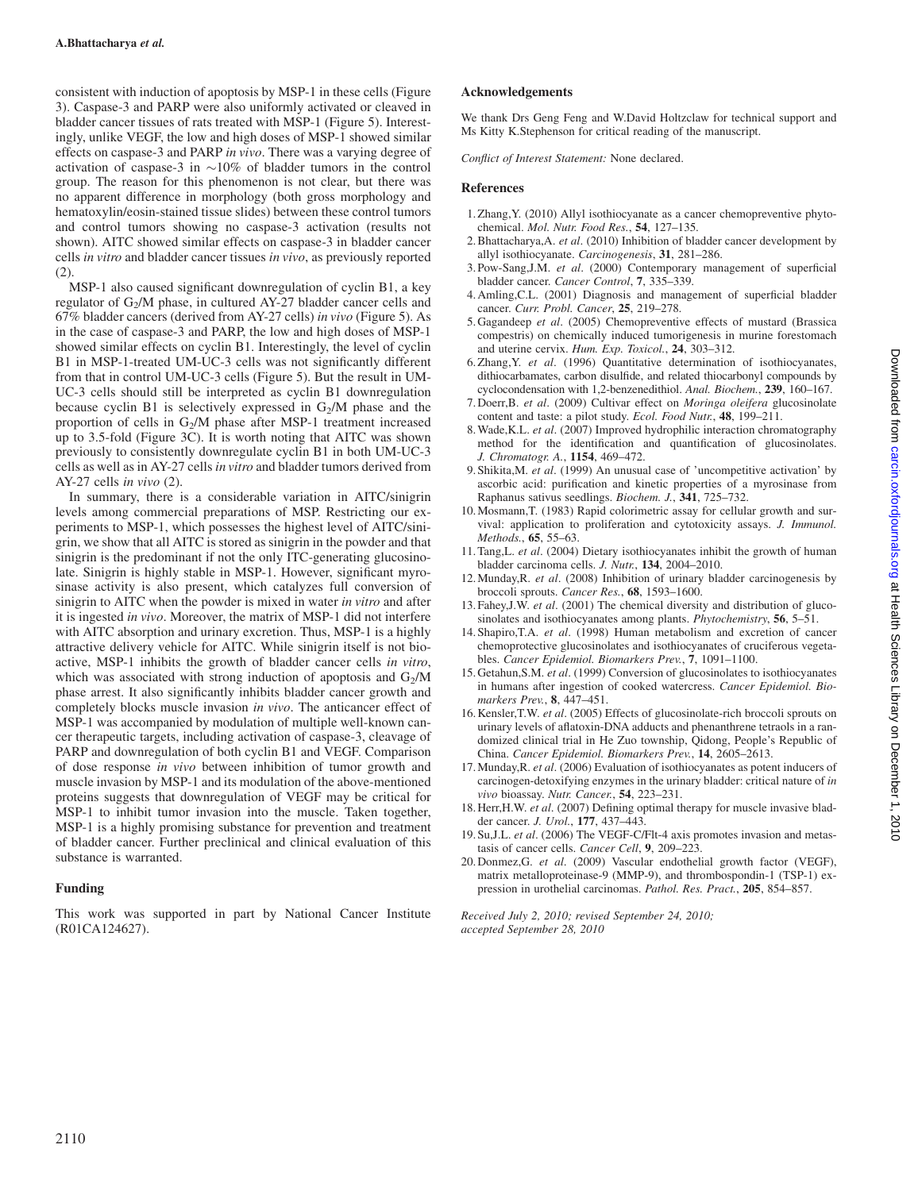consistent with induction of apoptosis by MSP-1 in these cells (Figure 3). Caspase-3 and PARP were also uniformly activated or cleaved in bladder cancer tissues of rats treated with MSP-1 (Figure 5). Interestingly, unlike VEGF, the low and high doses of MSP-1 showed similar effects on caspase-3 and PARP *in vivo*. There was a varying degree of activation of caspase-3 in ∼10% of bladder tumors in the control group. The reason for this phenomenon is not clear, but there was no apparent difference in morphology (both gross morphology and hematoxylin/eosin-stained tissue slides) between these control tumors and control tumors showing no caspase-3 activation (results not shown). AITC showed similar effects on caspase-3 in bladder cancer cells *in vitro* and bladder cancer tissues *in vivo*, as previously reported (2).

MSP-1 also caused significant downregulation of cyclin B1, a key regulator of $G_2$/M phase, in cultured AY-27 bladder cancer cells and 67% bladder cancers (derived from AY-27 cells) *in vivo* (Figure 5). As in the case of caspase-3 and PARP, the low and high doses of MSP-1 showed similar effects on cyclin B1. Interestingly, the level of cyclin B1 in MSP-1-treated UM-UC-3 cells was not significantly different from that in control UM-UC-3 cells (Figure 5). But the result in UM-UC-3 cells should still be interpreted as cyclin B1 downregulation because cyclin B1 is selectively expressed in $G_2$/M phase and the proportion of cells in $G_2$/M phase after MSP-1 treatment increased up to 3.5-fold (Figure 3C). It is worth noting that AITC was shown previously to consistently downregulate cyclin B1 in both UM-UC-3 cells as well as in AY-27 cells *in vitro* and bladder tumors derived from AY-27 cells *in vivo* (2).

In summary, there is a considerable variation in AITC/sinigrin levels among commercial preparations of MSP. Restricting our experiments to MSP-1, which possesses the highest level of AITC/sinigrin, we show that all AITC is stored as sinigrin in the powder and that sinigrin is the predominant if not the only ITC-generating glucosinolate. Sinigrin is highly stable in MSP-1. However, significant myrosinase activity is also present, which catalyzes full conversion of sinigrin to AITC when the powder is mixed in water *in vitro* and after it is ingested *in vivo*. Moreover, the matrix of MSP-1 did not interfere with AITC absorption and urinary excretion. Thus, MSP-1 is a highly attractive delivery vehicle for AITC. While sinigrin itself is not bioactive, MSP-1 inhibits the growth of bladder cancer cells *in vitro*, which was associated with strong induction of apoptosis and $G_2$/M phase arrest. It also significantly inhibits bladder cancer growth and completely blocks muscle invasion *in vivo*. The anticancer effect of MSP-1 was accompanied by modulation of multiple well-known cancer therapeutic targets, including activation of caspase-3, cleavage of PARP and downregulation of both cyclin B1 and VEGF. Comparison of dose response *in vivo* between inhibition of tumor growth and muscle invasion by MSP-1 and its modulation of the above-mentioned proteins suggests that downregulation of VEGF may be critical for MSP-1 to inhibit tumor invasion into the muscle. Taken together, MSP-1 is a highly promising substance for prevention and treatment of bladder cancer. Further preclinical and clinical evaluation of this substance is warranted.

## Funding

This work was supported in part by National Cancer Institute (R01CA124627).

## Acknowledgements

We thank Drs Geng Feng and W.David Holtzclaw for technical support and Ms Kitty K.Stephenson for critical reading of the manuscript.

*Conflict of Interest Statement:* None declared.

## References

1. Zhang,Y. (2010) Allyl isothiocyanate as a cancer chemopreventive phytochemical. *Mol. Nutr. Food Res.*, **54**, 127–135.
2. Bhattacharya,A. *et al.* (2010) Inhibition of bladder cancer development by allyl isothiocyanate. *Carcinogenesis*, **31**, 281–286.
3. Pow-Sang,J.M. *et al.* (2000) Contemporary management of superficial bladder cancer. *Cancer Control*, **7**, 335–339.
4. Amling,C.L. (2001) Diagnosis and management of superficial bladder cancer. *Curr. Probl. Cancer*, **25**, 219–278.
5. Gagandeep *et al.* (2005) Chemopreventive effects of mustard (Brassica compestris) on chemically induced tumorigenesis in murine forestomach and uterine cervix. *Hum. Exp. Toxicol.*, **24**, 303–312.
6. Zhang,Y. *et al.* (1996) Quantitative determination of isothiocyanates, dithiocarbamates, carbon disulfide, and related thiocarbonyl compounds by cyclocondensation with 1,2-benzenedithiol. *Anal. Biochem.*, **239**, 160–167.
7. Doerr,B. *et al.* (2009) Cultivar effect on *Moringa oleifera* glucosinolate content and taste: a pilot study. *Ecol. Food Nutr.*, **48**, 199–211.
8. Wade,K.L. *et al.* (2007) Improved hydrophilic interaction chromatography method for the identification and quantification of glucosinolates. *J. Chromatogr. A.*, **1154**, 469–472.
9. Shikita,M. *et al.* (1999) An unusual case of 'uncompetitive activation' by ascorbic acid: purification and kinetic properties of a myrosinase from Raphanus sativus seedlings. *Biochem. J.*, **341**, 725–732.
10. Mosmann,T. (1983) Rapid colorimetric assay for cellular growth and survival: application to proliferation and cytotoxicity assays. *J. Immunol. Methods.*, **65**, 55–63.
11. Tang,L. *et al.* (2004) Dietary isothiocyanates inhibit the growth of human bladder carcinoma cells. *J. Nutr.*, **134**, 2004–2010.
12. Munday,R. *et al.* (2008) Inhibition of urinary bladder carcinogenesis by broccoli sprouts. *Cancer Res.*, **68**, 1593–1600.
13. Fahey,J.W. *et al.* (2001) The chemical diversity and distribution of glucosinolates and isothiocyanates among plants. *Phytochemistry*, **56**, 5–51.
14. Shapiro,T.A. *et al.* (1998) Human metabolism and excretion of cancer chemoprotective glucosinolates and isothiocyanates of cruciferous vegetables. *Cancer Epidemiol. Biomarkers Prev.*, **7**, 1091–1100.
15. Getahun,S.M. *et al.* (1999) Conversion of glucosinolates to isothiocyanates in humans after ingestion of cooked watercress. *Cancer Epidemiol. Biomarkers Prev.*, **8**, 447–451.
16. Kensler,T.W. *et al.* (2005) Effects of glucosinolate-rich broccoli sprouts on urinary levels of aflatoxin-DNA adducts and phenanthrene tetraols in a randomized clinical trial in He Zuo township, Qidong, People's Republic of China. *Cancer Epidemiol. Biomarkers Prev.*, **14**, 2605–2613.
17. Munday,R. *et al.* (2006) Evaluation of isothiocyanates as potent inducers of carcinogen-detoxifying enzymes in the urinary bladder: critical nature of *in vivo* bioassay. *Nutr. Cancer.*, **54**, 223–231.
18. Herr,H.W. *et al.* (2007) Defining optimal therapy for muscle invasive bladder cancer. *J. Urol.*, **177**, 437–443.
19. Su,J.L. *et al.* (2006) The VEGF-C/Flt-4 axis promotes invasion and metastasis of cancer cells. *Cancer Cell*, **9**, 209–223.
20. Donmez,G. *et al.* (2009) Vascular endothelial growth factor (VEGF), matrix metalloproteinase-9 (MMP-9), and thrombospondin-1 (TSP-1) expression in urothelial carcinomas. *Pathol. Res. Pract.*, **205**, 854–857.

*Received July 2, 2010; revised September 24, 2010; accepted September 28, 2010*